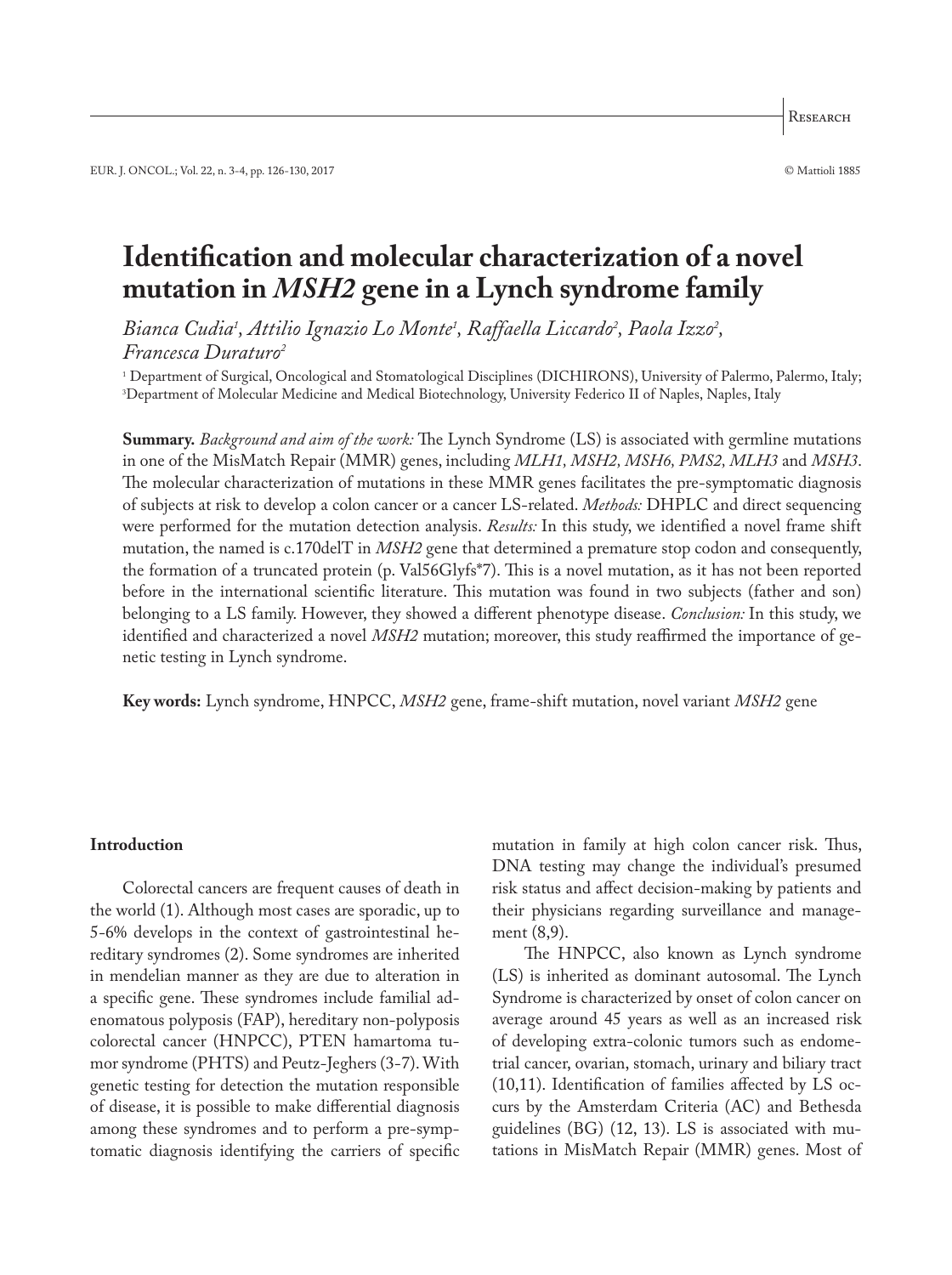# Identification and molecular characterization of a novel mutation in *MSH2* gene in a Lynch syndrome family

*Bianca Cudia[1], Attilio Ignazio Lo Monte[1], Raffaella Liccardo[2], Paola Izzo[2], Francesca Duraturo[2]*

[1] Department of Surgical, Oncological and Stomatological Disciplines (DICHIRONS), University of Palermo, Palermo, Italy; [3]Department of Molecular Medicine and Medical Biotechnology, University Federico II of Naples, Naples, Italy

**Summary.** *Background and aim of the work:* The Lynch Syndrome (LS) is associated with germline mutations in one of the MisMatch Repair (MMR) genes, including *MLH1, MSH2, MSH6, PMS2, MLH3* and *MSH3*. The molecular characterization of mutations in these MMR genes facilitates the pre-symptomatic diagnosis of subjects at risk to develop a colon cancer or a cancer LS-related. *Methods:* DHPLC and direct sequencing were performed for the mutation detection analysis. *Results:* In this study, we identified a novel frame shift mutation, the named is c.170delT in *MSH2* gene that determined a premature stop codon and consequently, the formation of a truncated protein (p. Val56Glyfs*7). This is a novel mutation, as it has not been reported before in the international scientific literature. This mutation was found in two subjects (father and son) belonging to a LS family. However, they showed a different phenotype disease. *Conclusion:* In this study, we identified and characterized a novel *MSH2* mutation; moreover, this study reaffirmed the importance of genetic testing in Lynch syndrome.

**Key words:** Lynch syndrome, HNPCC, *MSH2* gene, frame-shift mutation, novel variant *MSH2* gene

## Introduction

Colorectal cancers are frequent causes of death in the world (1). Although most cases are sporadic, up to 5-6% develops in the context of gastrointestinal hereditary syndromes (2). Some syndromes are inherited in mendelian manner as they are due to alteration in a specific gene. These syndromes include familial adenomatous polyposis (FAP), hereditary non-polyposis colorectal cancer (HNPCC), PTEN hamartoma tumor syndrome (PHTS) and Peutz-Jeghers (3-7). With genetic testing for detection the mutation responsible of disease, it is possible to make differential diagnosis among these syndromes and to perform a pre-symptomatic diagnosis identifying the carriers of specific mutation in family at high colon cancer risk. Thus, DNA testing may change the individual's presumed risk status and affect decision-making by patients and their physicians regarding surveillance and management (8,9).

The HNPCC, also known as Lynch syndrome (LS) is inherited as dominant autosomal. The Lynch Syndrome is characterized by onset of colon cancer on average around 45 years as well as an increased risk of developing extra-colonic tumors such as endometrial cancer, ovarian, stomach, urinary and biliary tract (10,11). Identification of families affected by LS occurs by the Amsterdam Criteria (AC) and Bethesda guidelines (BG) (12, 13). LS is associated with mutations in MisMatch Repair (MMR) genes. Most of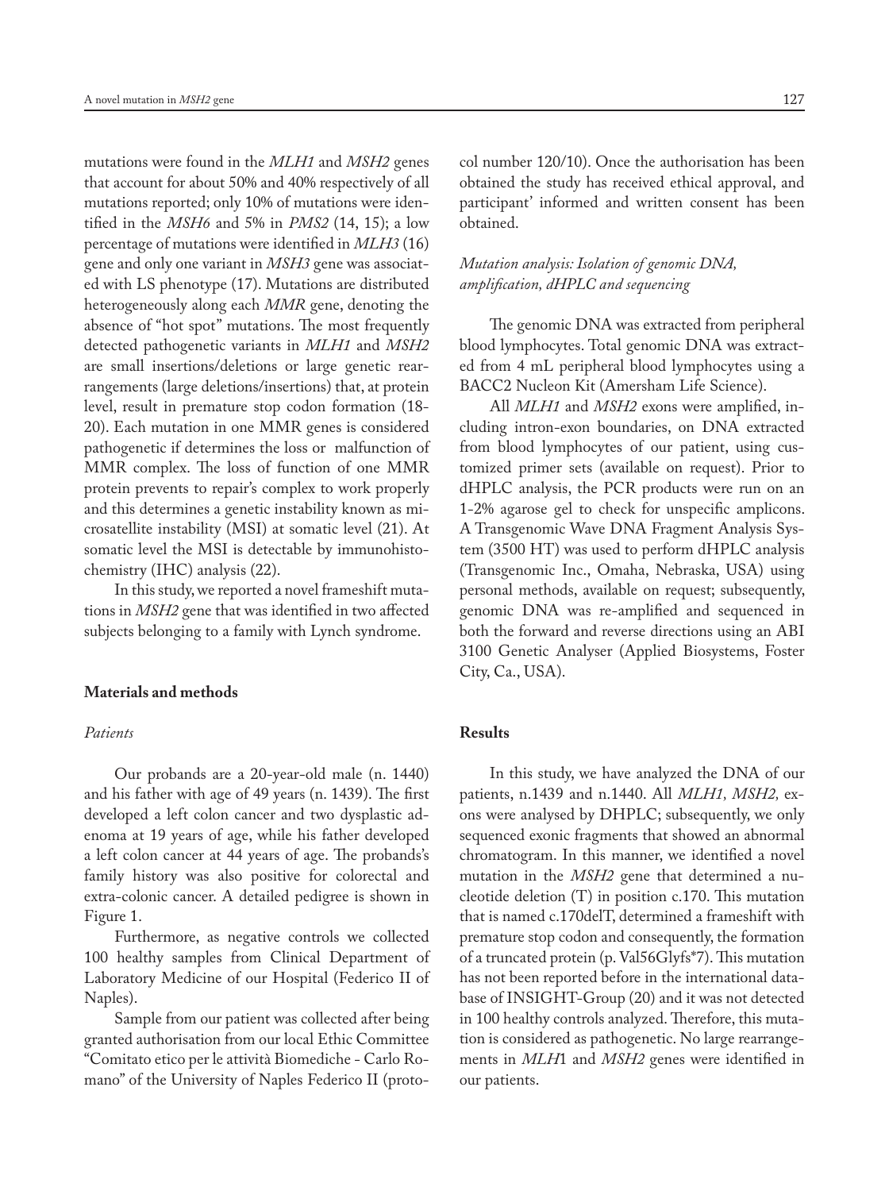mutations were found in the *MLH1* and *MSH2* genes that account for about 50% and 40% respectively of all mutations reported; only 10% of mutations were identified in the *MSH6* and 5% in *PMS2* (14, 15); a low percentage of mutations were identified in *MLH3* (16) gene and only one variant in *MSH3* gene was associated with LS phenotype (17). Mutations are distributed heterogeneously along each *MMR* gene, denoting the absence of "hot spot" mutations. The most frequently detected pathogenetic variants in *MLH1* and *MSH2* are small insertions/deletions or large genetic rearrangements (large deletions/insertions) that, at protein level, result in premature stop codon formation (18-20). Each mutation in one MMR genes is considered pathogenetic if determines the loss or malfunction of MMR complex. The loss of function of one MMR protein prevents to repair's complex to work properly and this determines a genetic instability known as microsatellite instability (MSI) at somatic level (21). At somatic level the MSI is detectable by immunohistochemistry (IHC) analysis (22).

In this study, we reported a novel frameshift mutations in *MSH2* gene that was identified in two affected subjects belonging to a family with Lynch syndrome.

## Materials and methods

### *Patients*

Our probands are a 20-year-old male (n. 1440) and his father with age of 49 years (n. 1439). The first developed a left colon cancer and two dysplastic adenoma at 19 years of age, while his father developed a left colon cancer at 44 years of age. The probands's family history was also positive for colorectal and extra-colonic cancer. A detailed pedigree is shown in Figure 1.

Furthermore, as negative controls we collected 100 healthy samples from Clinical Department of Laboratory Medicine of our Hospital (Federico II of Naples).

Sample from our patient was collected after being granted authorisation from our local Ethic Committee "Comitato etico per le attività Biomediche - Carlo Romano" of the University of Naples Federico II (protocol number 120/10). Once the authorisation has been obtained the study has received ethical approval, and participant' informed and written consent has been obtained.

### *Mutation analysis: Isolation of genomic DNA, amplification, dHPLC and sequencing*

The genomic DNA was extracted from peripheral blood lymphocytes. Total genomic DNA was extracted from 4 mL peripheral blood lymphocytes using a BACC2 Nucleon Kit (Amersham Life Science).

All *MLH1* and *MSH2* exons were amplified, including intron-exon boundaries, on DNA extracted from blood lymphocytes of our patient, using customized primer sets (available on request). Prior to dHPLC analysis, the PCR products were run on an 1-2% agarose gel to check for unspecific amplicons. A Transgenomic Wave DNA Fragment Analysis System (3500 HT) was used to perform dHPLC analysis (Transgenomic Inc., Omaha, Nebraska, USA) using personal methods, available on request; subsequently, genomic DNA was re-amplified and sequenced in both the forward and reverse directions using an ABI 3100 Genetic Analyser (Applied Biosystems, Foster City, Ca., USA).

## Results

In this study, we have analyzed the DNA of our patients, n.1439 and n.1440. All *MLH1, MSH2,* exons were analysed by DHPLC; subsequently, we only sequenced exonic fragments that showed an abnormal chromatogram. In this manner, we identified a novel mutation in the *MSH2* gene that determined a nucleotide deletion (T) in position c.170. This mutation that is named c.170delT, determined a frameshift with premature stop codon and consequently, the formation of a truncated protein (p. Val56Glyfs*7). This mutation has not been reported before in the international database of INSIGHT-Group (20) and it was not detected in 100 healthy controls analyzed. Therefore, this mutation is considered as pathogenetic. No large rearrangements in *MLH*1 and *MSH2* genes were identified in our patients.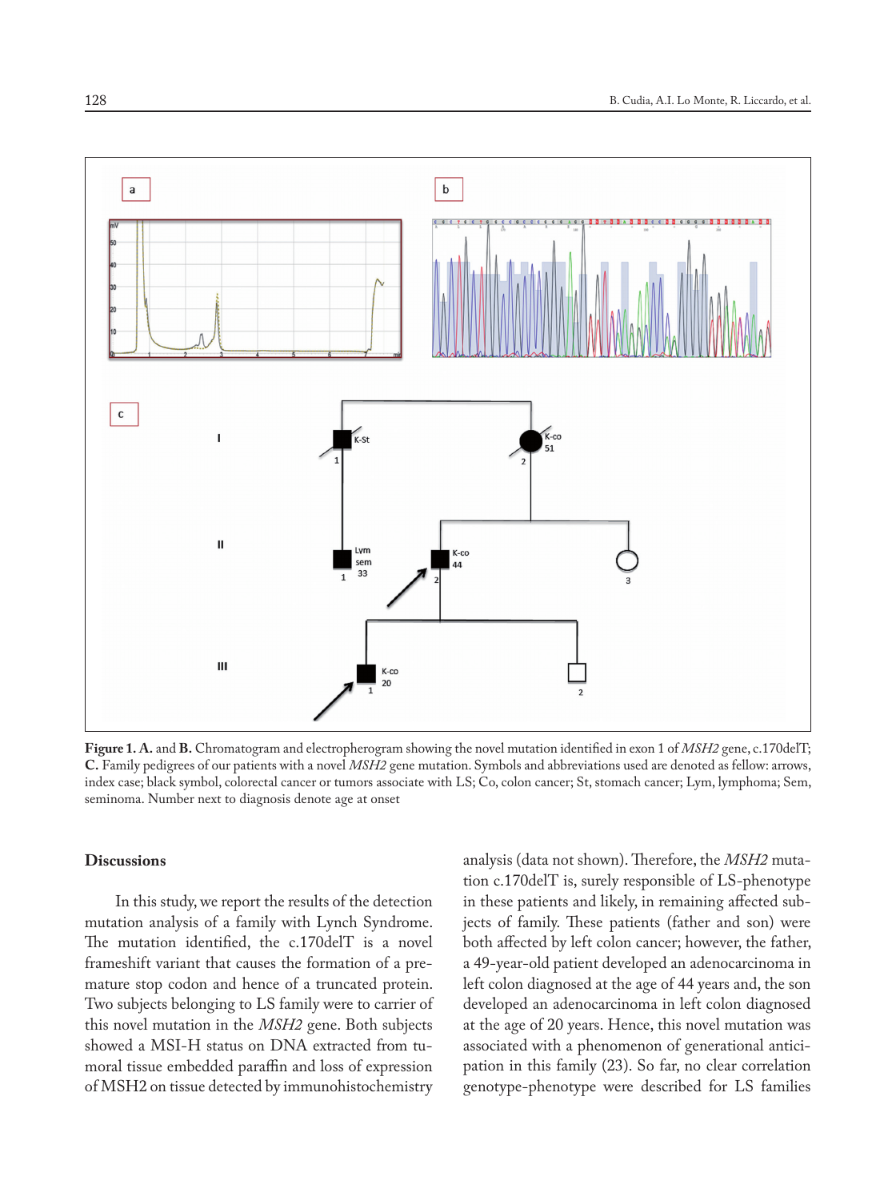**Figure 1. A.** and **B.** Chromatogram and electropherogram showing the novel mutation identified in exon 1 of *MSH2* gene, c.170delT; **C.** Family pedigrees of our patients with a novel *MSH2* gene mutation. Symbols and abbreviations used are denoted as fellow: arrows, index case; black symbol, colorectal cancer or tumors associate with LS; Co, colon cancer; St, stomach cancer; Lym, lymphoma; Sem, seminoma. Number next to diagnosis denote age at onset

## Discussions

In this study, we report the results of the detection mutation analysis of a family with Lynch Syndrome. The mutation identified, the c.170delT is a novel frameshift variant that causes the formation of a premature stop codon and hence of a truncated protein. Two subjects belonging to LS family were to carrier of this novel mutation in the *MSH2* gene. Both subjects showed a MSI-H status on DNA extracted from tumoral tissue embedded paraffin and loss of expression of MSH2 on tissue detected by immunohistochemistry analysis (data not shown). Therefore, the *MSH2* mutation c.170delT is, surely responsible of LS-phenotype in these patients and likely, in remaining affected subjects of family. These patients (father and son) were both affected by left colon cancer; however, the father, a 49-year-old patient developed an adenocarcinoma in left colon diagnosed at the age of 44 years and, the son developed an adenocarcinoma in left colon diagnosed at the age of 20 years. Hence, this novel mutation was associated with a phenomenon of generational anticipation in this family (23). So far, no clear correlation genotype-phenotype were described for LS families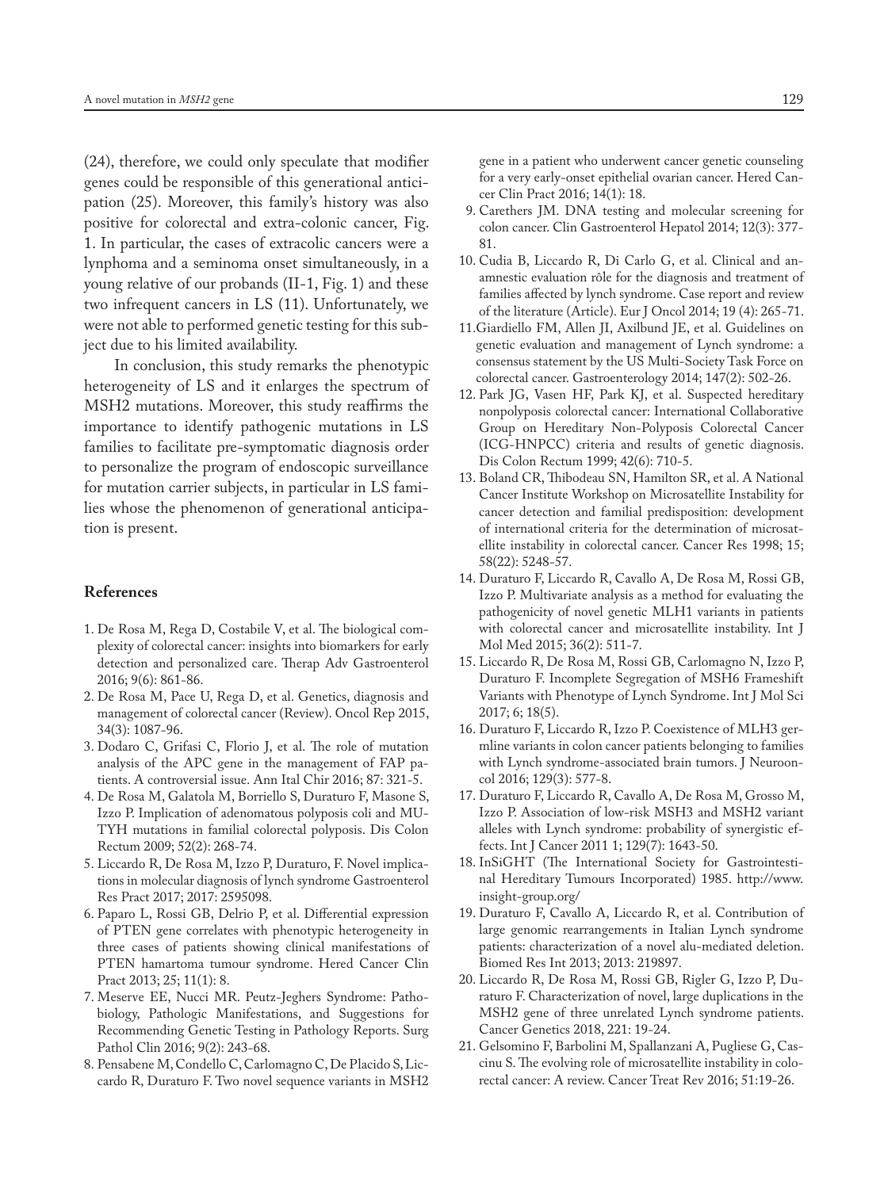(24), therefore, we could only speculate that modifier genes could be responsible of this generational anticipation (25). Moreover, this family's history was also positive for colorectal and extra-colonic cancer, Fig. 1. In particular, the cases of extracolic cancers were a lynphoma and a seminoma onset simultaneously, in a young relative of our probands (II-1, Fig. 1) and these two infrequent cancers in LS (11). Unfortunately, we were not able to performed genetic testing for this subject due to his limited availability.

In conclusion, this study remarks the phenotypic heterogeneity of LS and it enlarges the spectrum of MSH2 mutations. Moreover, this study reaffirms the importance to identify pathogenic mutations in LS families to facilitate pre-symptomatic diagnosis order to personalize the program of endoscopic surveillance for mutation carrier subjects, in particular in LS families whose the phenomenon of generational anticipation is present.

## References

1. De Rosa M, Rega D, Costabile V, et al. The biological complexity of colorectal cancer: insights into biomarkers for early detection and personalized care. Therap Adv Gastroenterol 2016; 9(6): 861-86.
2. De Rosa M, Pace U, Rega D, et al. Genetics, diagnosis and management of colorectal cancer (Review). Oncol Rep 2015, 34(3): 1087-96.
3. Dodaro C, Grifasi C, Florio J, et al. The role of mutation analysis of the APC gene in the management of FAP patients. A controversial issue. Ann Ital Chir 2016; 87: 321-5.
4. De Rosa M, Galatola M, Borriello S, Duraturo F, Masone S, Izzo P. Implication of adenomatous polyposis coli and MUTYH mutations in familial colorectal polyposis. Dis Colon Rectum 2009; 52(2): 268-74.
5. Liccardo R, De Rosa M, Izzo P, Duraturo, F. Novel implications in molecular diagnosis of lynch syndrome Gastroenterol Res Pract 2017; 2017: 2595098.
6. Paparo L, Rossi GB, Delrio P, et al. Differential expression of PTEN gene correlates with phenotypic heterogeneity in three cases of patients showing clinical manifestations of PTEN hamartoma tumour syndrome. Hered Cancer Clin Pract 2013; 25; 11(1): 8.
7. Meserve EE, Nucci MR. Peutz-Jeghers Syndrome: Pathobiology, Pathologic Manifestations, and Suggestions for Recommending Genetic Testing in Pathology Reports. Surg Pathol Clin 2016; 9(2): 243-68.
8. Pensabene M, Condello C, Carlomagno C, De Placido S, Liccardo R, Duraturo F. Two novel sequence variants in MSH2 gene in a patient who underwent cancer genetic counseling for a very early-onset epithelial ovarian cancer. Hered Cancer Clin Pract 2016; 14(1): 18.
9. Carethers JM. DNA testing and molecular screening for colon cancer. Clin Gastroenterol Hepatol 2014; 12(3): 377-81.
10. Cudia B, Liccardo R, Di Carlo G, et al. Clinical and anamnestic evaluation rôle for the diagnosis and treatment of families affected by lynch syndrome. Case report and review of the literature (Article). Eur J Oncol 2014; 19 (4): 265-71.
11. Giardiello FM, Allen JI, Axilbund JE, et al. Guidelines on genetic evaluation and management of Lynch syndrome: a consensus statement by the US Multi-Society Task Force on colorectal cancer. Gastroenterology 2014; 147(2): 502-26.
12. Park JG, Vasen HF, Park KJ, et al. Suspected hereditary nonpolyposis colorectal cancer: International Collaborative Group on Hereditary Non-Polyposis Colorectal Cancer (ICG-HNPCC) criteria and results of genetic diagnosis. Dis Colon Rectum 1999; 42(6): 710-5.
13. Boland CR, Thibodeau SN, Hamilton SR, et al. A National Cancer Institute Workshop on Microsatellite Instability for cancer detection and familial predisposition: development of international criteria for the determination of microsatellite instability in colorectal cancer. Cancer Res 1998; 15; 58(22): 5248-57.
14. Duraturo F, Liccardo R, Cavallo A, De Rosa M, Rossi GB, Izzo P. Multivariate analysis as a method for evaluating the pathogenicity of novel genetic MLH1 variants in patients with colorectal cancer and microsatellite instability. Int J Mol Med 2015; 36(2): 511-7.
15. Liccardo R, De Rosa M, Rossi GB, Carlomagno N, Izzo P, Duraturo F. Incomplete Segregation of MSH6 Frameshift Variants with Phenotype of Lynch Syndrome. Int J Mol Sci 2017; 6; 18(5).
16. Duraturo F, Liccardo R, Izzo P. Coexistence of MLH3 germline variants in colon cancer patients belonging to families with Lynch syndrome-associated brain tumors. J Neurooncol 2016; 129(3): 577-8.
17. Duraturo F, Liccardo R, Cavallo A, De Rosa M, Grosso M, Izzo P. Association of low-risk MSH3 and MSH2 variant alleles with Lynch syndrome: probability of synergistic effects. Int J Cancer 2011 1; 129(7): 1643-50.
18. InSiGHT (The International Society for Gastrointestinal Hereditary Tumours Incorporated) 1985. http://www.insight-group.org/
19. Duraturo F, Cavallo A, Liccardo R, et al. Contribution of large genomic rearrangements in Italian Lynch syndrome patients: characterization of a novel alu-mediated deletion. Biomed Res Int 2013; 2013: 219897.
20. Liccardo R, De Rosa M, Rossi GB, Rigler G, Izzo P, Duraturo F. Characterization of novel, large duplications in the MSH2 gene of three unrelated Lynch syndrome patients. Cancer Genetics 2018, 221: 19-24.
21. Gelsomino F, Barbolini M, Spallanzani A, Pugliese G, Cascinu S. The evolving role of microsatellite instability in colorectal cancer: A review. Cancer Treat Rev 2016; 51:19-26.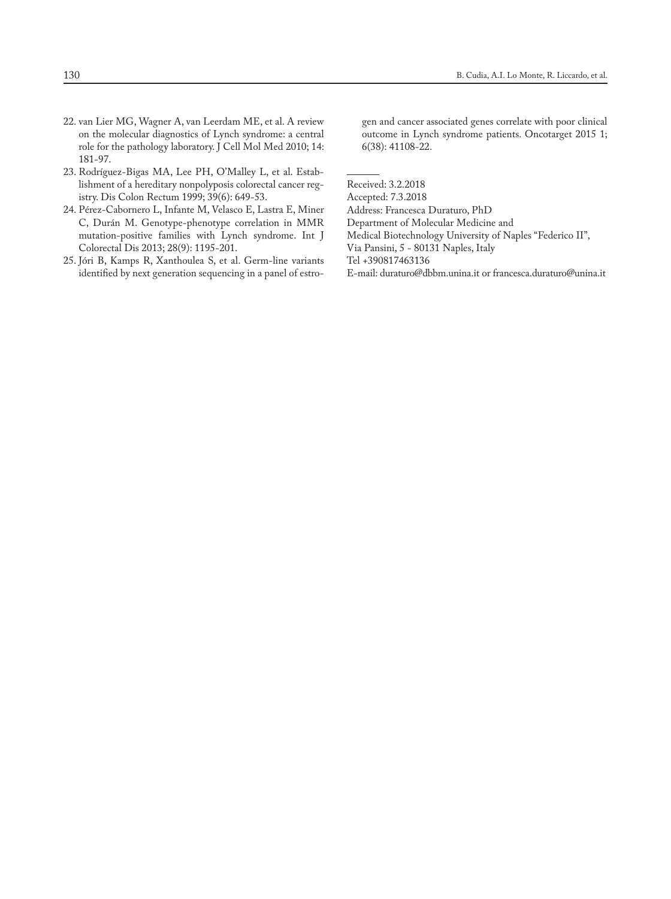22. van Lier MG, Wagner A, van Leerdam ME, et al. A review on the molecular diagnostics of Lynch syndrome: a central role for the pathology laboratory. J Cell Mol Med 2010; 14: 181-97.
23. Rodríguez-Bigas MA, Lee PH, O'Malley L, et al. Establishment of a hereditary nonpolyposis colorectal cancer registry. Dis Colon Rectum 1999; 39(6): 649-53.
24. Pérez-Cabornero L, Infante M, Velasco E, Lastra E, Miner C, Durán M. Genotype-phenotype correlation in MMR mutation-positive families with Lynch syndrome. Int J Colorectal Dis 2013; 28(9): 1195-201.
25. Jóri B, Kamps R, Xanthoulea S, et al. Germ-line variants identified by next generation sequencing in a panel of estrogen and cancer associated genes correlate with poor clinical outcome in Lynch syndrome patients. Oncotarget 2015 1; 6(38): 41108-22.

---

Received: 3.2.2018
Accepted: 7.3.2018
Address: Francesca Duraturo, PhD
Department of Molecular Medicine and
Medical Biotechnology University of Naples "Federico II",
Via Pansini, 5 - 80131 Naples, Italy
Tel +390817463136
E-mail: duraturo@dbbm.unina.it or francesca.duraturo@unina.it